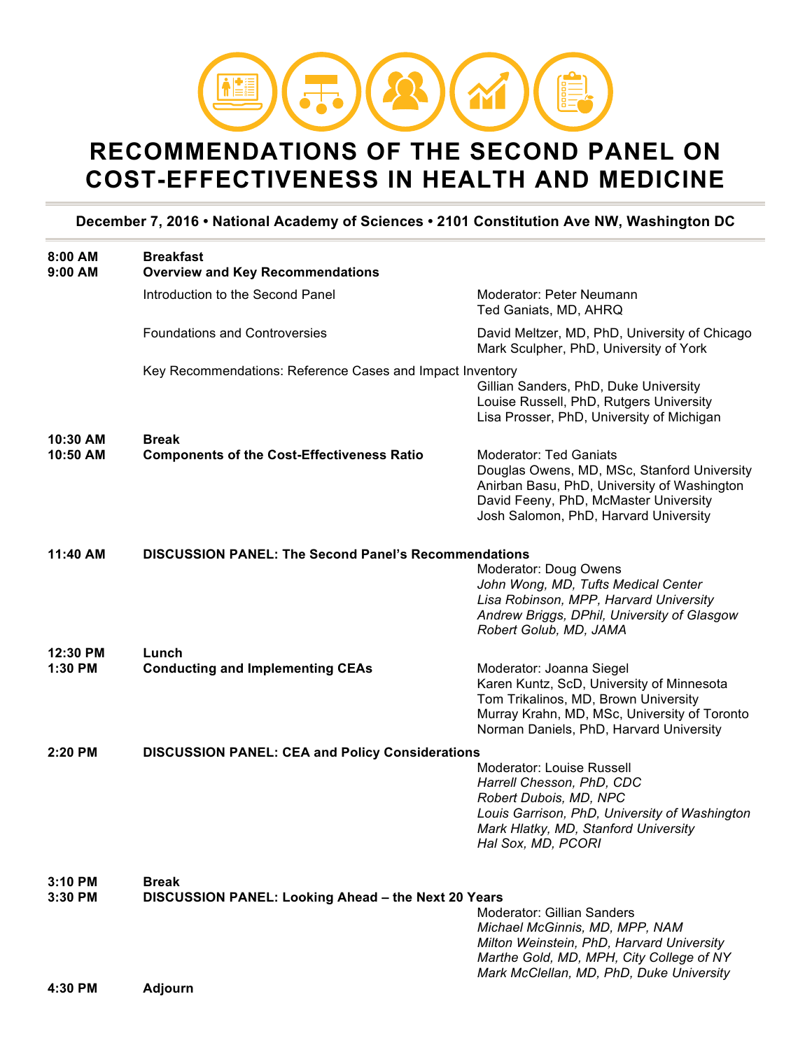# RECOMMENDATIONS OF THE SECOND PANEL ON COST-EFFECTIVENESS IN HEALTH AND MEDICINE

**December 7, 2016 • National Academy of Sciences • 2101 Constitution Ave NW, Washington DC**

| Time | Session | Speakers |
|---|---|---|
| **8:00 AM** | **Breakfast** | |
| **9:00 AM** | **Overview and Key Recommendations** | |
| | Introduction to the Second Panel | Moderator: Peter Neumann<br>Ted Ganiats, MD, AHRQ |
| | Foundations and Controversies | David Meltzer, MD, PhD, University of Chicago<br>Mark Sculpher, PhD, University of York |
| | Key Recommendations: Reference Cases and Impact Inventory | Gillian Sanders, PhD, Duke University<br>Louise Russell, PhD, Rutgers University<br>Lisa Prosser, PhD, University of Michigan |
| **10:30 AM** | **Break** | |
| **10:50 AM** | **Components of the Cost-Effectiveness Ratio** | Moderator: Ted Ganiats<br>Douglas Owens, MD, MSc, Stanford University<br>Anirban Basu, PhD, University of Washington<br>David Feeny, PhD, McMaster University<br>Josh Salomon, PhD, Harvard University |
| **11:40 AM** | **DISCUSSION PANEL: The Second Panel's Recommendations** | Moderator: Doug Owens<br>*John Wong, MD, Tufts Medical Center*<br>*Lisa Robinson, MPP, Harvard University*<br>*Andrew Briggs, DPhil, University of Glasgow*<br>*Robert Golub, MD, JAMA* |
| **12:30 PM** | **Lunch** | |
| **1:30 PM** | **Conducting and Implementing CEAs** | Moderator: Joanna Siegel<br>Karen Kuntz, ScD, University of Minnesota<br>Tom Trikalinos, MD, Brown University<br>Murray Krahn, MD, MSc, University of Toronto<br>Norman Daniels, PhD, Harvard University |
| **2:20 PM** | **DISCUSSION PANEL: CEA and Policy Considerations** | Moderator: Louise Russell<br>*Harrell Chesson, PhD, CDC*<br>*Robert Dubois, MD, NPC*<br>*Louis Garrison, PhD, University of Washington*<br>*Mark Hlatky, MD, Stanford University*<br>*Hal Sox, MD, PCORI* |
| **3:10 PM** | **Break** | |
| **3:30 PM** | **DISCUSSION PANEL: Looking Ahead – the Next 20 Years** | Moderator: Gillian Sanders<br>*Michael McGinnis, MD, MPP, NAM*<br>*Milton Weinstein, PhD, Harvard University*<br>*Marthe Gold, MD, MPH, City College of NY*<br>*Mark McClellan, MD, PhD, Duke University* |
| **4:30 PM** | **Adjourn** | |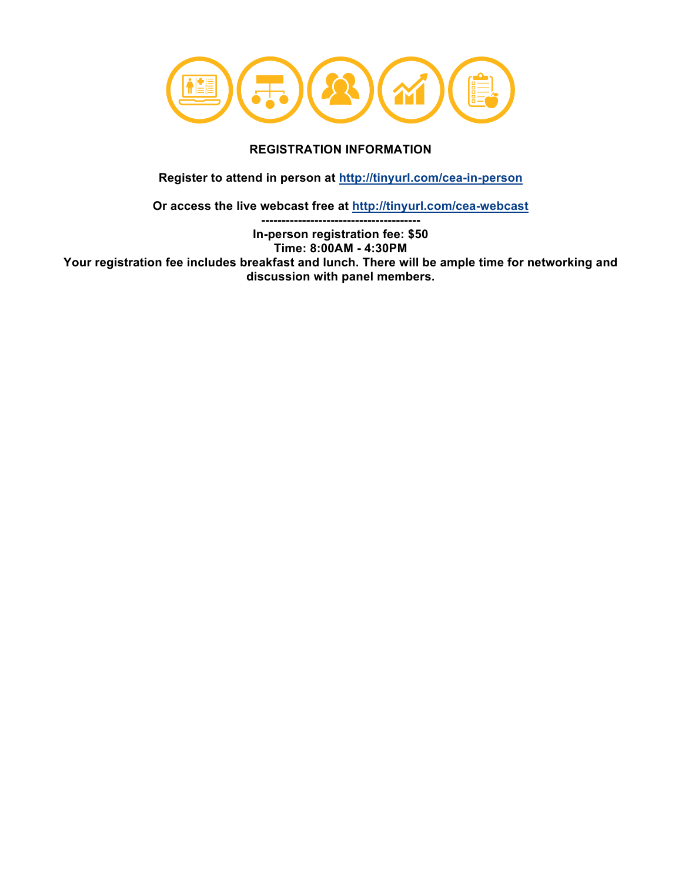**REGISTRATION INFORMATION**

**Register to attend in person at http://tinyurl.com/cea-in-person**

**Or access the live webcast free at http://tinyurl.com/cea-webcast**

**---------------------------------------**

**In-person registration fee: $50**

**Time: 8:00AM - 4:30PM**

**Your registration fee includes breakfast and lunch. There will be ample time for networking and discussion with panel members.**